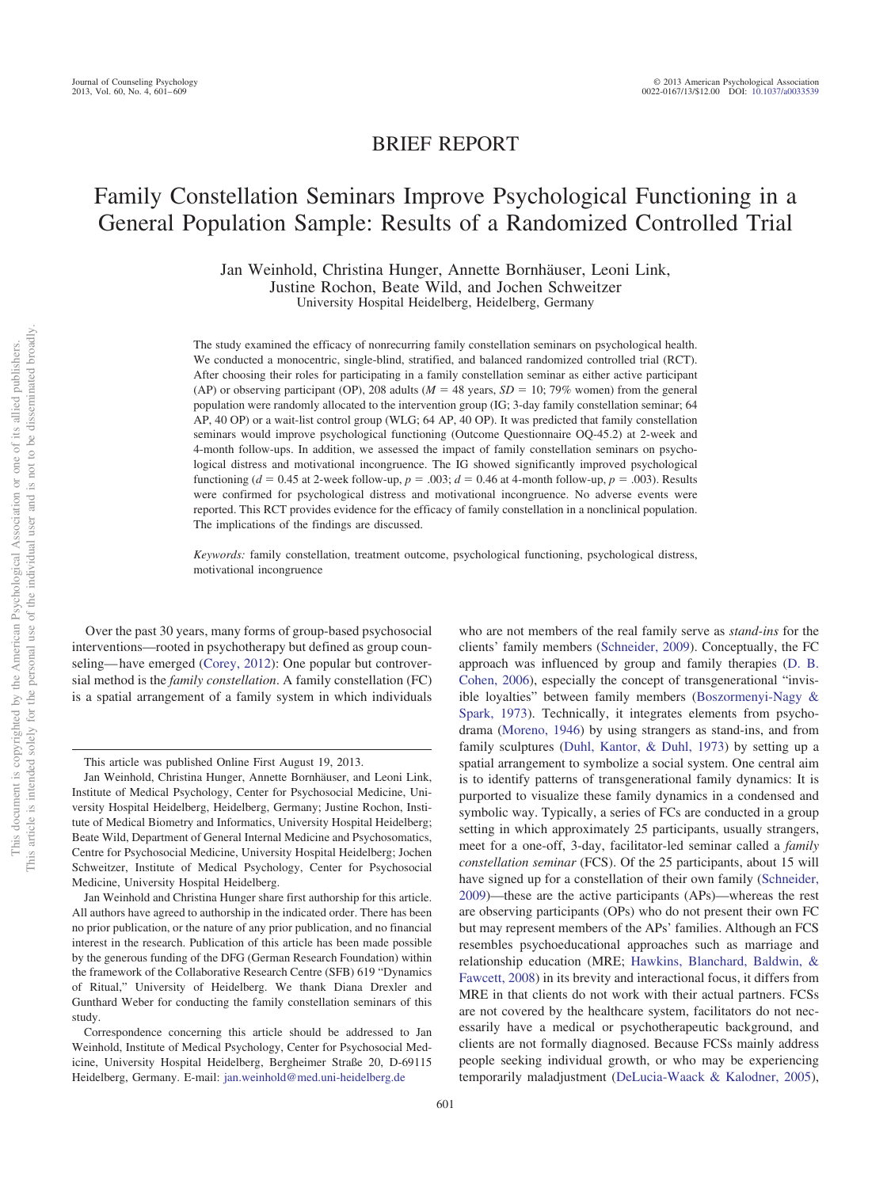BRIEF REPORT

# Family Constellation Seminars Improve Psychological Functioning in a General Population Sample: Results of a Randomized Controlled Trial

Jan Weinhold, Christina Hunger, Annette Bornhäuser, Leoni Link, Justine Rochon, Beate Wild, and Jochen Schweitzer
University Hospital Heidelberg, Heidelberg, Germany

The study examined the efficacy of nonrecurring family constellation seminars on psychological health. We conducted a monocentric, single-blind, stratified, and balanced randomized controlled trial (RCT). After choosing their roles for participating in a family constellation seminar as either active participant (AP) or observing participant (OP), 208 adults ($M = 48$ years, $SD = 10$; 79% women) from the general population were randomly allocated to the intervention group (IG; 3-day family constellation seminar; 64 AP, 40 OP) or a wait-list control group (WLG; 64 AP, 40 OP). It was predicted that family constellation seminars would improve psychological functioning (Outcome Questionnaire OQ-45.2) at 2-week and 4-month follow-ups. In addition, we assessed the impact of family constellation seminars on psychological distress and motivational incongruence. The IG showed significantly improved psychological functioning ($d = 0.45$ at 2-week follow-up, $p = .003$; $d = 0.46$ at 4-month follow-up, $p = .003$). Results were confirmed for psychological distress and motivational incongruence. No adverse events were reported. This RCT provides evidence for the efficacy of family constellation in a nonclinical population. The implications of the findings are discussed.

*Keywords:* family constellation, treatment outcome, psychological functioning, psychological distress, motivational incongruence

Over the past 30 years, many forms of group-based psychosocial interventions—rooted in psychotherapy but defined as group counseling—have emerged (Corey, 2012): One popular but controversial method is the *family constellation*. A family constellation (FC) is a spatial arrangement of a family system in which individuals who are not members of the real family serve as *stand-ins* for the clients' family members (Schneider, 2009). Conceptually, the FC approach was influenced by group and family therapies (D. B. Cohen, 2006), especially the concept of transgenerational "invisible loyalties" between family members (Boszormenyi-Nagy & Spark, 1973). Technically, it integrates elements from psychodrama (Moreno, 1946) by using strangers as stand-ins, and from family sculptures (Duhl, Kantor, & Duhl, 1973) by setting up a spatial arrangement to symbolize a social system. One central aim is to identify patterns of transgenerational family dynamics: It is purported to visualize these family dynamics in a condensed and symbolic way. Typically, a series of FCs are conducted in a group setting in which approximately 25 participants, usually strangers, meet for a one-off, 3-day, facilitator-led seminar called a *family constellation seminar* (FCS). Of the 25 participants, about 15 will have signed up for a constellation of their own family (Schneider, 2009)—these are the active participants (APs)—whereas the rest are observing participants (OPs) who do not present their own FC but may represent members of the APs' families. Although an FCS resembles psychoeducational approaches such as marriage and relationship education (MRE; Hawkins, Blanchard, Baldwin, & Fawcett, 2008) in its brevity and interactional focus, it differs from MRE in that clients do not work with their actual partners. FCSs are not covered by the healthcare system, facilitators do not necessarily have a medical or psychotherapeutic background, and clients are not formally diagnosed. Because FCSs mainly address people seeking individual growth, or who may be experiencing temporarily maladjustment (DeLucia-Waack & Kalodner, 2005),

This article was published Online First August 19, 2013.

Jan Weinhold, Christina Hunger, Annette Bornhäuser, and Leoni Link, Institute of Medical Psychology, Center for Psychosocial Medicine, University Hospital Heidelberg, Heidelberg, Germany; Justine Rochon, Institute of Medical Biometry and Informatics, University Hospital Heidelberg; Beate Wild, Department of General Internal Medicine and Psychosomatics, Centre for Psychosocial Medicine, University Hospital Heidelberg; Jochen Schweitzer, Institute of Medical Psychology, Center for Psychosocial Medicine, University Hospital Heidelberg.

Jan Weinhold and Christina Hunger share first authorship for this article. All authors have agreed to authorship in the indicated order. There has been no prior publication, or the nature of any prior publication, and no financial interest in the research. Publication of this article has been made possible by the generous funding of the DFG (German Research Foundation) within the framework of the Collaborative Research Centre (SFB) 619 "Dynamics of Ritual," University of Heidelberg. We thank Diana Drexler and Gunthard Weber for conducting the family constellation seminars of this study.

Correspondence concerning this article should be addressed to Jan Weinhold, Institute of Medical Psychology, Center for Psychosocial Medicine, University Hospital Heidelberg, Bergheimer Straße 20, D-69115 Heidelberg, Germany. E-mail: jan.weinhold@med.uni-heidelberg.de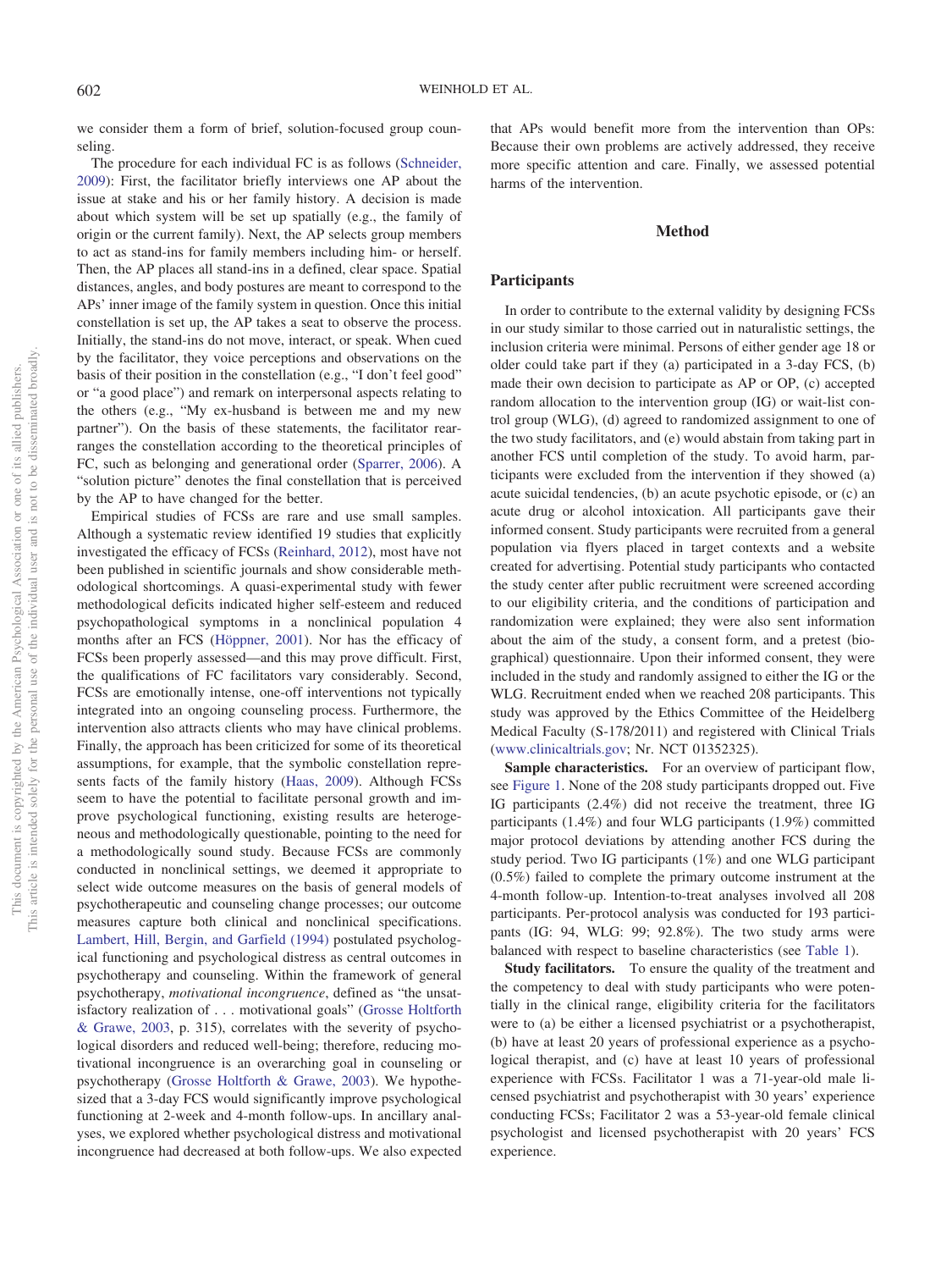we consider them a form of brief, solution-focused group counseling.

The procedure for each individual FC is as follows (Schneider, 2009): First, the facilitator briefly interviews one AP about the issue at stake and his or her family history. A decision is made about which system will be set up spatially (e.g., the family of origin or the current family). Next, the AP selects group members to act as stand-ins for family members including him- or herself. Then, the AP places all stand-ins in a defined, clear space. Spatial distances, angles, and body postures are meant to correspond to the APs' inner image of the family system in question. Once this initial constellation is set up, the AP takes a seat to observe the process. Initially, the stand-ins do not move, interact, or speak. When cued by the facilitator, they voice perceptions and observations on the basis of their position in the constellation (e.g., "I don't feel good" or "a good place") and remark on interpersonal aspects relating to the others (e.g., "My ex-husband is between me and my new partner"). On the basis of these statements, the facilitator rearranges the constellation according to the theoretical principles of FC, such as belonging and generational order (Sparrer, 2006). A "solution picture" denotes the final constellation that is perceived by the AP to have changed for the better.

Empirical studies of FCSs are rare and use small samples. Although a systematic review identified 19 studies that explicitly investigated the efficacy of FCSs (Reinhard, 2012), most have not been published in scientific journals and show considerable methodological shortcomings. A quasi-experimental study with fewer methodological deficits indicated higher self-esteem and reduced psychopathological symptoms in a nonclinical population 4 months after an FCS (Höppner, 2001). Nor has the efficacy of FCSs been properly assessed—and this may prove difficult. First, the qualifications of FC facilitators vary considerably. Second, FCSs are emotionally intense, one-off interventions not typically integrated into an ongoing counseling process. Furthermore, the intervention also attracts clients who may have clinical problems. Finally, the approach has been criticized for some of its theoretical assumptions, for example, that the symbolic constellation represents facts of the family history (Haas, 2009). Although FCSs seem to have the potential to facilitate personal growth and improve psychological functioning, existing results are heterogeneous and methodologically questionable, pointing to the need for a methodologically sound study. Because FCSs are commonly conducted in nonclinical settings, we deemed it appropriate to select wide outcome measures on the basis of general models of psychotherapeutic and counseling change processes; our outcome measures capture both clinical and nonclinical specifications. Lambert, Hill, Bergin, and Garfield (1994) postulated psychological functioning and psychological distress as central outcomes in psychotherapy and counseling. Within the framework of general psychotherapy, *motivational incongruence*, defined as "the unsatisfactory realization of . . . motivational goals" (Grosse Holtforth & Grawe, 2003, p. 315), correlates with the severity of psychological disorders and reduced well-being; therefore, reducing motivational incongruence is an overarching goal in counseling or psychotherapy (Grosse Holtforth & Grawe, 2003). We hypothesized that a 3-day FCS would significantly improve psychological functioning at 2-week and 4-month follow-ups. In ancillary analyses, we explored whether psychological distress and motivational incongruence had decreased at both follow-ups. We also expected that APs would benefit more from the intervention than OPs: Because their own problems are actively addressed, they receive more specific attention and care. Finally, we assessed potential harms of the intervention.

## Method

### Participants

In order to contribute to the external validity by designing FCSs in our study similar to those carried out in naturalistic settings, the inclusion criteria were minimal. Persons of either gender age 18 or older could take part if they (a) participated in a 3-day FCS, (b) made their own decision to participate as AP or OP, (c) accepted random allocation to the intervention group (IG) or wait-list control group (WLG), (d) agreed to randomized assignment to one of the two study facilitators, and (e) would abstain from taking part in another FCS until completion of the study. To avoid harm, participants were excluded from the intervention if they showed (a) acute suicidal tendencies, (b) an acute psychotic episode, or (c) an acute drug or alcohol intoxication. All participants gave their informed consent. Study participants were recruited from a general population via flyers placed in target contexts and a website created for advertising. Potential study participants who contacted the study center after public recruitment were screened according to our eligibility criteria, and the conditions of participation and randomization were explained; they were also sent information about the aim of the study, a consent form, and a pretest (biographical) questionnaire. Upon their informed consent, they were included in the study and randomly assigned to either the IG or the WLG. Recruitment ended when we reached 208 participants. This study was approved by the Ethics Committee of the Heidelberg Medical Faculty (S-178/2011) and registered with Clinical Trials (www.clinicaltrials.gov; Nr. NCT 01352325).

**Sample characteristics.** For an overview of participant flow, see Figure 1. None of the 208 study participants dropped out. Five IG participants (2.4%) did not receive the treatment, three IG participants (1.4%) and four WLG participants (1.9%) committed major protocol deviations by attending another FCS during the study period. Two IG participants (1%) and one WLG participant (0.5%) failed to complete the primary outcome instrument at the 4-month follow-up. Intention-to-treat analyses involved all 208 participants. Per-protocol analysis was conducted for 193 participants (IG: 94, WLG: 99; 92.8%). The two study arms were balanced with respect to baseline characteristics (see Table 1).

**Study facilitators.** To ensure the quality of the treatment and the competency to deal with study participants who were potentially in the clinical range, eligibility criteria for the facilitators were to (a) be either a licensed psychiatrist or a psychotherapist, (b) have at least 20 years of professional experience as a psychological therapist, and (c) have at least 10 years of professional experience with FCSs. Facilitator 1 was a 71-year-old male licensed psychiatrist and psychotherapist with 30 years' experience conducting FCSs; Facilitator 2 was a 53-year-old female clinical psychologist and licensed psychotherapist with 20 years' FCS experience.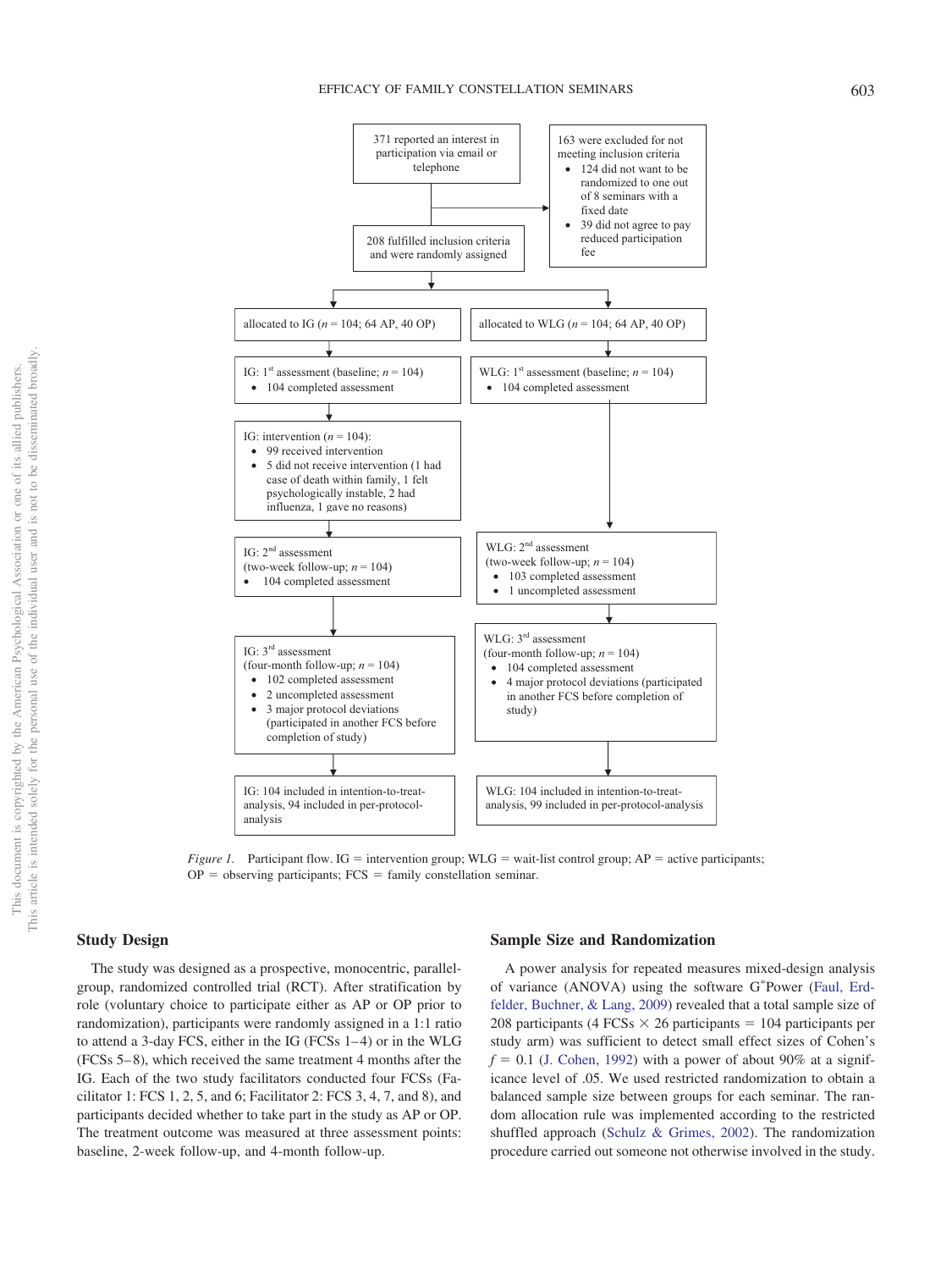371 reported an interest in participation via email or telephone

163 were excluded for not meeting inclusion criteria

- 124 did not want to be randomized to one out of 8 seminars with a fixed date
- 39 did not agree to pay reduced participation fee

208 fulfilled inclusion criteria and were randomly assigned

allocated to IG ($n$ = 104; 64 AP, 40 OP)

allocated to WLG ($n$ = 104; 64 AP, 40 OP)

IG: 1st assessment (baseline; $n$ = 104)

- 104 completed assessment

WLG: 1st assessment (baseline; $n$ = 104)

- 104 completed assessment

IG: intervention ($n$ = 104):

- 99 received intervention
- 5 did not receive intervention (1 had case of death within family, 1 felt psychologically instable, 2 had influenza, 1 gave no reasons)

IG: 2nd assessment (two-week follow-up; $n$ = 104)

- 104 completed assessment

WLG: 2nd assessment (two-week follow-up; $n$ = 104)

- 103 completed assessment
- 1 uncompleted assessment

IG: 3rd assessment (four-month follow-up; $n$ = 104)

- 102 completed assessment
- 2 uncompleted assessment
- 3 major protocol deviations (participated in another FCS before completion of study)

WLG: 3rd assessment (four-month follow-up; $n$ = 104)

- 104 completed assessment
- 4 major protocol deviations (participated in another FCS before completion of study)

IG: 104 included in intention-to-treat-analysis, 94 included in per-protocol-analysis

WLG: 104 included in intention-to-treat-analysis, 99 included in per-protocol-analysis

*Figure 1.* Participant flow. IG = intervention group; WLG = wait-list control group; AP = active participants; OP = observing participants; FCS = family constellation seminar.

## Study Design

The study was designed as a prospective, monocentric, parallel-group, randomized controlled trial (RCT). After stratification by role (voluntary choice to participate either as AP or OP prior to randomization), participants were randomly assigned in a 1:1 ratio to attend a 3-day FCS, either in the IG (FCSs 1–4) or in the WLG (FCSs 5–8), which received the same treatment 4 months after the IG. Each of the two study facilitators conducted four FCSs (Facilitator 1: FCS 1, 2, 5, and 6; Facilitator 2: FCS 3, 4, 7, and 8), and participants decided whether to take part in the study as AP or OP. The treatment outcome was measured at three assessment points: baseline, 2-week follow-up, and 4-month follow-up.

## Sample Size and Randomization

A power analysis for repeated measures mixed-design analysis of variance (ANOVA) using the software G*Power (Faul, Erdfelder, Buchner, & Lang, 2009) revealed that a total sample size of 208 participants (4 FCSs $\times$ 26 participants = 104 participants per study arm) was sufficient to detect small effect sizes of Cohen's $f = 0.1$ (J. Cohen, 1992) with a power of about 90% at a significance level of .05. We used restricted randomization to obtain a balanced sample size between groups for each seminar. The random allocation rule was implemented according to the restricted shuffled approach (Schulz & Grimes, 2002). The randomization procedure carried out someone not otherwise involved in the study.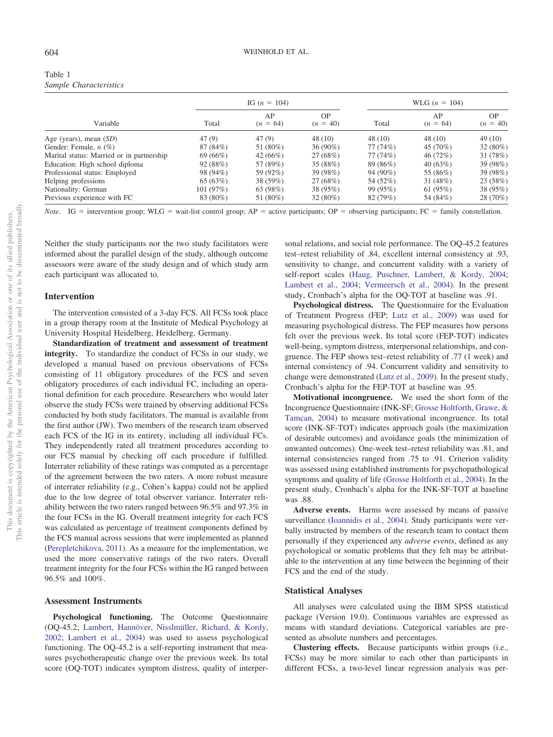Table 1
*Sample Characteristics*

| Variable | IG ($n$ = 104) | | | WLG ($n$ = 104) | | |
|---|---|---|---|---|---|---|
| | Total | AP ($n$ = 64) | OP ($n$ = 40) | Total | AP ($n$ = 64) | OP ($n$ = 40) |
| Age (years), mean (*SD*) | 47 (9) | 47 (9) | 48 (10) | 48 (10) | 48 (10) | 49 (10) |
| Gender: Female, *n* (%) | 87 (84%) | 51 (80%) | 36 (90%) | 77 (74%) | 45 (70%) | 32 (80%) |
| Marital status: Married or in partnership | 69 (66%) | 42 (66%) | 27 (68%) | 77 (74%) | 46 (72%) | 31 (78%) |
| Education: High school diploma | 92 (88%) | 57 (89%) | 35 (88%) | 89 (86%) | 40 (63%) | 39 (98%) |
| Professional status: Employed | 98 (94%) | 59 (92%) | 39 (98%) | 94 (90%) | 55 (86%) | 39 (98%) |
| Helping professions | 65 (63%) | 38 (59%) | 27 (68%) | 54 (52%) | 31 (48%) | 23 (58%) |
| Nationality: German | 101 (97%) | 63 (98%) | 38 (95%) | 99 (95%) | 61 (95%) | 38 (95%) |
| Previous experience with FC | 83 (80%) | 51 (80%) | 32 (80%) | 82 (79%) | 54 (84%) | 28 (70%) |

*Note.* IG = intervention group; WLG = wait-list control group; AP = active participants; OP = observing participants; FC = family constellation.

Neither the study participants nor the two study facilitators were informed about the parallel design of the study, although outcome assessors were aware of the study design and of which study arm each participant was allocated to.

## Intervention

The intervention consisted of a 3-day FCS. All FCSs took place in a group therapy room at the Institute of Medical Psychology at University Hospital Heidelberg, Heidelberg, Germany.

**Standardization of treatment and assessment of treatment integrity.** To standardize the conduct of FCSs in our study, we developed a manual based on previous observations of FCSs consisting of 11 obligatory procedures of the FCS and seven obligatory procedures of each individual FC, including an operational definition for each procedure. Researchers who would later observe the study FCSs were trained by observing additional FCSs conducted by both study facilitators. The manual is available from the first author (JW). Two members of the research team observed each FCS of the IG in its entirety, including all individual FCs. They independently rated all treatment procedures according to our FCS manual by checking off each procedure if fulfilled. Interrater reliability of these ratings was computed as a percentage of the agreement between the two raters. A more robust measure of interrater reliability (e.g., Cohen's kappa) could not be applied due to the low degree of total observer variance. Interrater reliability between the two raters ranged between 96.5% and 97.3% in the four FCSs in the IG. Overall treatment integrity for each FCS was calculated as percentage of treatment components defined by the FCS manual across sessions that were implemented as planned (Perepletchikova, 2011). As a measure for the implementation, we used the more conservative ratings of the two raters. Overall treatment integrity for the four FCSs within the IG ranged between 96.5% and 100%.

## Assessment Instruments

**Psychological functioning.** The Outcome Questionnaire (OQ-45.2; Lambert, Hannöver, Nisslmüller, Richard, & Kordy, 2002; Lambert et al., 2004) was used to assess psychological functioning. The OQ-45.2 is a self-reporting instrument that measures psychotherapeutic change over the previous week. Its total score (OQ-TOT) indicates symptom distress, quality of interpersonal relations, and social role performance. The OQ-45.2 features test–retest reliability of .84, excellent internal consistency at .93, sensitivity to change, and concurrent validity with a variety of self-report scales (Haug, Puschner, Lambert, & Kordy, 2004; Lambert et al., 2004; Vermeersch et al., 2004). In the present study, Cronbach's alpha for the OQ-TOT at baseline was .91.

**Psychological distress.** The Questionnaire for the Evaluation of Treatment Progress (FEP; Lutz et al., 2009) was used for measuring psychological distress. The FEP measures how persons felt over the previous week. Its total score (FEP-TOT) indicates well-being, symptom distress, interpersonal relationships, and congruence. The FEP shows test–retest reliability of .77 (1 week) and internal consistency of .94. Concurrent validity and sensitivity to change were demonstrated (Lutz et al., 2009). In the present study, Cronbach's alpha for the FEP-TOT at baseline was .95.

**Motivational incongruence.** We used the short form of the Incongruence Questionnaire (INK-SF; Grosse Holtforth, Grawe, & Tamcan, 2004) to measure motivational incongruence. Its total score (INK-SF-TOT) indicates approach goals (the maximization of desirable outcomes) and avoidance goals (the minimization of unwanted outcomes). One-week test–retest reliability was .81, and internal consistencies ranged from .75 to .91. Criterion validity was assessed using established instruments for psychopathological symptoms and quality of life (Grosse Holtforth et al., 2004). In the present study, Cronbach's alpha for the INK-SF-TOT at baseline was .88.

**Adverse events.** Harms were assessed by means of passive surveillance (Ioannidis et al., 2004). Study participants were verbally instructed by members of the research team to contact them personally if they experienced any *adverse events*, defined as any psychological or somatic problems that they felt may be attributable to the intervention at any time between the beginning of their FCS and the end of the study.

## Statistical Analyses

All analyses were calculated using the IBM SPSS statistical package (Version 19.0). Continuous variables are expressed as means with standard deviations. Categorical variables are presented as absolute numbers and percentages.

**Clustering effects.** Because participants within groups (i.e., FCSs) may be more similar to each other than participants in different FCSs, a two-level linear regression analysis was per-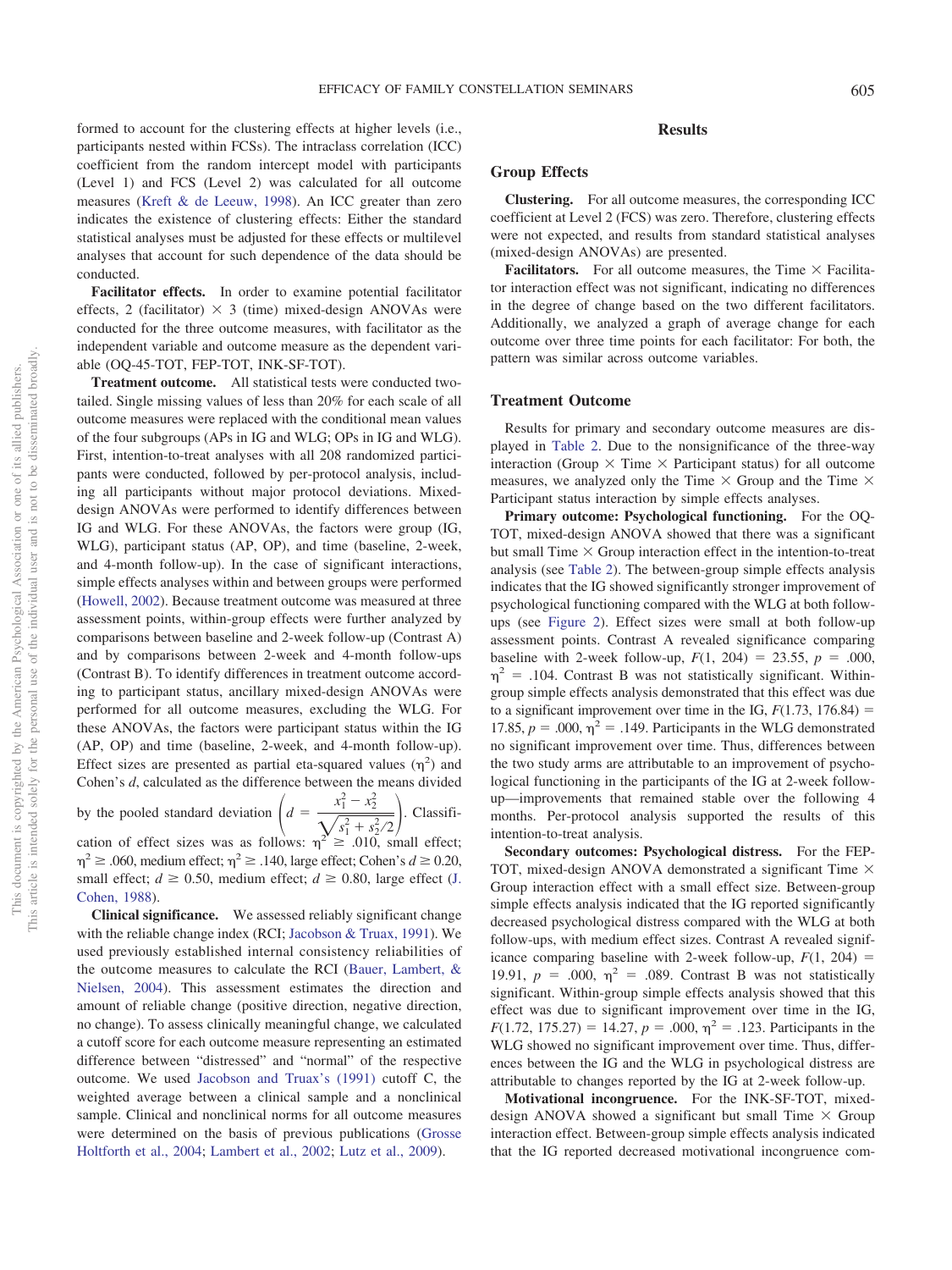formed to account for the clustering effects at higher levels (i.e., participants nested within FCSs). The intraclass correlation (ICC) coefficient from the random intercept model with participants (Level 1) and FCS (Level 2) was calculated for all outcome measures (Kreft & de Leeuw, 1998). An ICC greater than zero indicates the existence of clustering effects: Either the standard statistical analyses must be adjusted for these effects or multilevel analyses that account for such dependence of the data should be conducted.

**Facilitator effects.** In order to examine potential facilitator effects, 2 (facilitator) × 3 (time) mixed-design ANOVAs were conducted for the three outcome measures, with facilitator as the independent variable and outcome measure as the dependent variable (OQ-45-TOT, FEP-TOT, INK-SF-TOT).

**Treatment outcome.** All statistical tests were conducted two-tailed. Single missing values of less than 20% for each scale of all outcome measures were replaced with the conditional mean values of the four subgroups (APs in IG and WLG; OPs in IG and WLG). First, intention-to-treat analyses with all 208 randomized participants were conducted, followed by per-protocol analysis, including all participants without major protocol deviations. Mixed-design ANOVAs were performed to identify differences between IG and WLG. For these ANOVAs, the factors were group (IG, WLG), participant status (AP, OP), and time (baseline, 2-week, and 4-month follow-up). In the case of significant interactions, simple effects analyses within and between groups were performed (Howell, 2002). Because treatment outcome was measured at three assessment points, within-group effects were further analyzed by comparisons between baseline and 2-week follow-up (Contrast A) and by comparisons between 2-week and 4-month follow-ups (Contrast B). To identify differences in treatment outcome according to participant status, ancillary mixed-design ANOVAs were performed for all outcome measures, excluding the WLG. For these ANOVAs, the factors were participant status within the IG (AP, OP) and time (baseline, 2-week, and 4-month follow-up). Effect sizes are presented as partial eta-squared values ($\eta^2$) and Cohen's $d$, calculated as the difference between the means divided by the pooled standard deviation $\left(d = \dfrac{x_1^2 - x_2^2}{\sqrt{s_1^2 + s_2^2/2}}\right)$. Classification of effect sizes was as follows: $\eta^2 \geq .010$, small effect; $\eta^2 \geq .060$, medium effect; $\eta^2 \geq .140$, large effect; Cohen's $d \geq 0.20$, small effect; $d \geq 0.50$, medium effect; $d \geq 0.80$, large effect (J. Cohen, 1988).

**Clinical significance.** We assessed reliably significant change with the reliable change index (RCI; Jacobson & Truax, 1991). We used previously established internal consistency reliabilities of the outcome measures to calculate the RCI (Bauer, Lambert, & Nielsen, 2004). This assessment estimates the direction and amount of reliable change (positive direction, negative direction, no change). To assess clinically meaningful change, we calculated a cutoff score for each outcome measure representing an estimated difference between "distressed" and "normal" of the respective outcome. We used Jacobson and Truax's (1991) cutoff C, the weighted average between a clinical sample and a nonclinical sample. Clinical and nonclinical norms for all outcome measures were determined on the basis of previous publications (Grosse Holtforth et al., 2004; Lambert et al., 2002; Lutz et al., 2009).

# Results

## Group Effects

**Clustering.** For all outcome measures, the corresponding ICC coefficient at Level 2 (FCS) was zero. Therefore, clustering effects were not expected, and results from standard statistical analyses (mixed-design ANOVAs) are presented.

**Facilitators.** For all outcome measures, the Time × Facilitator interaction effect was not significant, indicating no differences in the degree of change based on the two different facilitators. Additionally, we analyzed a graph of average change for each outcome over three time points for each facilitator: For both, the pattern was similar across outcome variables.

## Treatment Outcome

Results for primary and secondary outcome measures are displayed in Table 2. Due to the nonsignificance of the three-way interaction (Group × Time × Participant status) for all outcome measures, we analyzed only the Time × Group and the Time × Participant status interaction by simple effects analyses.

**Primary outcome: Psychological functioning.** For the OQ-TOT, mixed-design ANOVA showed that there was a significant but small Time × Group interaction effect in the intention-to-treat analysis (see Table 2). The between-group simple effects analysis indicates that the IG showed significantly stronger improvement of psychological functioning compared with the WLG at both follow-ups (see Figure 2). Effect sizes were small at both follow-up assessment points. Contrast A revealed significance comparing baseline with 2-week follow-up, $F(1, 204) = 23.55$, $p = .000$, $\eta^2 = .104$. Contrast B was not statistically significant. Within-group simple effects analysis demonstrated that this effect was due to a significant improvement over time in the IG, $F(1.73, 176.84) = 17.85$, $p = .000$, $\eta^2 = .149$. Participants in the WLG demonstrated no significant improvement over time. Thus, differences between the two study arms are attributable to an improvement of psychological functioning in the participants of the IG at 2-week follow-up—improvements that remained stable over the following 4 months. Per-protocol analysis supported the results of this intention-to-treat analysis.

**Secondary outcomes: Psychological distress.** For the FEP-TOT, mixed-design ANOVA demonstrated a significant Time × Group interaction effect with a small effect size. Between-group simple effects analysis indicated that the IG reported significantly decreased psychological distress compared with the WLG at both follow-ups, with medium effect sizes. Contrast A revealed significance comparing baseline with 2-week follow-up, $F(1, 204) = 19.91$, $p = .000$, $\eta^2 = .089$. Contrast B was not statistically significant. Within-group simple effects analysis showed that this effect was due to significant improvement over time in the IG, $F(1.72, 175.27) = 14.27$, $p = .000$, $\eta^2 = .123$. Participants in the WLG showed no significant improvement over time. Thus, differences between the IG and the WLG in psychological distress are attributable to changes reported by the IG at 2-week follow-up.

**Motivational incongruence.** For the INK-SF-TOT, mixed-design ANOVA showed a significant but small Time × Group interaction effect. Between-group simple effects analysis indicated that the IG reported decreased motivational incongruence com-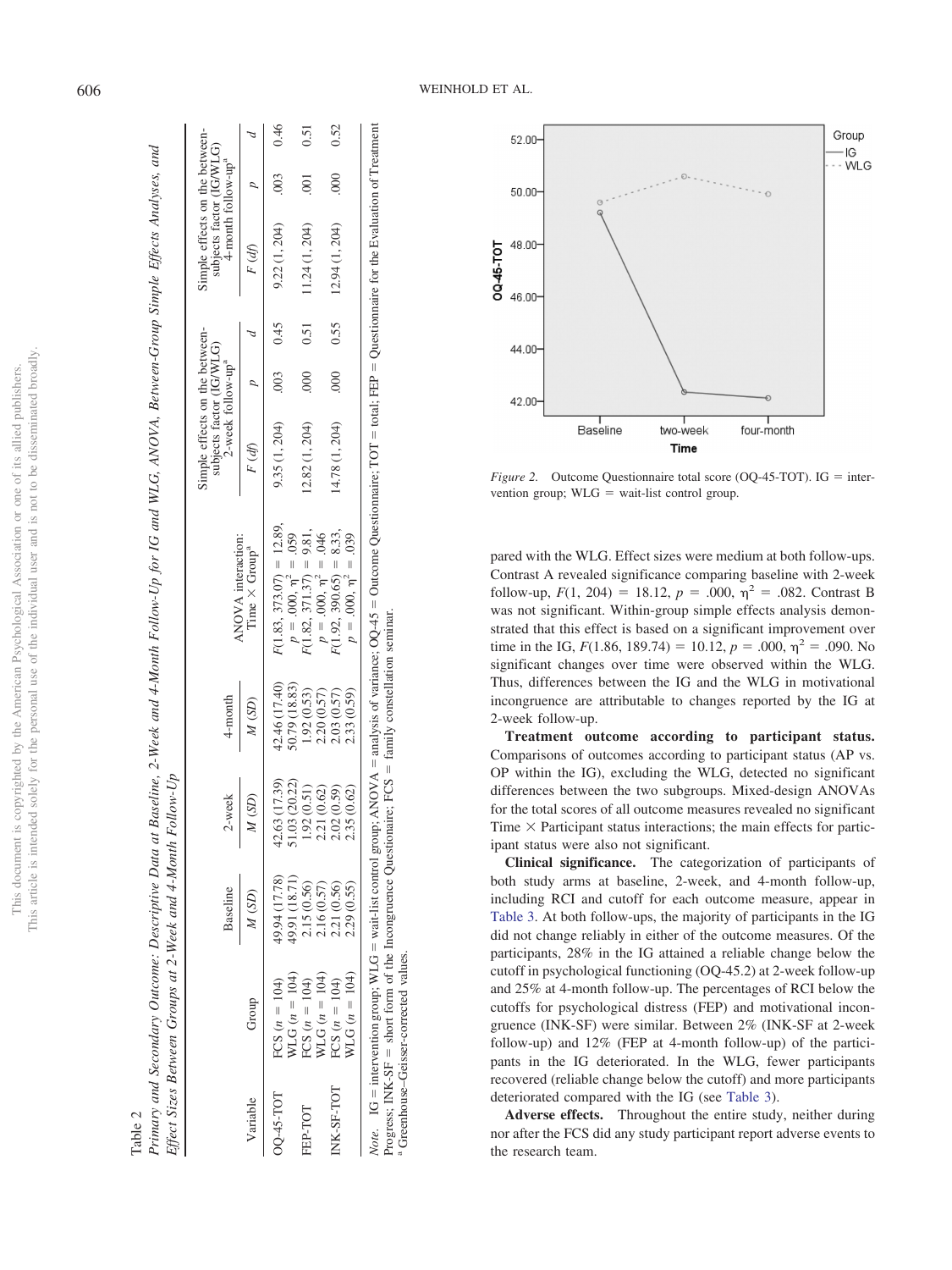Table 2

*Primary and Secondary Outcome: Descriptive Data at Baseline, 2-Week and 4-Month Follow-Up for IG and WLG, ANOVA, Between-Group Simple Effects Analyses, and Effect Sizes Between Groups at 2-Week and 4-Month Follow-Up*

| Variable | Group | Baseline | 2-week | 4-month | ANOVA interaction: Time × Group[a] | Simple effects on the between-subjects factor (IG/WLG) 2-week follow-up[a] | | | Simple effects on the between-subjects factor (IG/WLG) 4-month follow-up[a] | | |
|---|---|---|---|---|---|---|---|---|---|---|---|
| | | *M* (*SD*) | *M* (*SD*) | *M* (*SD*) | | *F* (*df*) | *p* | *d* | *F* (*df*) | *p* | *d* |
| OQ-45-TOT | FCS (*n* = 104) | 49.94 (17.78) | 42.63 (17.39) | 42.46 (17.40) | $F(1.83, 373.07) = 12.89$, | 9.35 (1, 204) | .003 | 0.45 | 9.22 (1, 204) | .003 | 0.46 |
| | WLG (*n* = 104) | 49.91 (18.71) | 51.03 (20.22) | 50.79 (18.83) | $p = .000$, $\eta^2 = .059$ | | | | | | |
| FEP-TOT | FCS (*n* = 104) | 2.15 (0.56) | 1.92 (0.51) | 1.92 (0.53) | $F(1.82, 371.37) = 9.81$, | 12.82 (1, 204) | .000 | 0.51 | 11.24 (1, 204) | .001 | 0.51 |
| | WLG (*n* = 104) | 2.16 (0.57) | 2.21 (0.62) | 2.20 (0.57) | $p = .000$, $\eta^2 = .046$ | | | | | | |
| INK-SF-TOT | FCS (*n* = 104) | 2.21 (0.56) | 2.02 (0.59) | 2.03 (0.57) | $F(1.92, 390.65) = 8.33$, | 14.78 (1, 204) | .000 | 0.55 | 12.94 (1, 204) | .000 | 0.52 |
| | WLG (*n* = 104) | 2.29 (0.55) | 2.35 (0.62) | 2.33 (0.59) | $p = .000$, $\eta^2 = .039$ | | | | | | |

*Note.* IG = intervention group; WLG = wait-list control group; ANOVA = analysis of variance; OQ-45 = Outcome Questionnaire; TOT = total; FEP = Questionnaire for the Evaluation of Treatment Progress; INK-SF = short form of the Incongruence Questionaire; FCS = family constellation seminar.
[a] Greenhouse–Geisser-corrected values.

*Figure 2.* Outcome Questionnaire total score (OQ-45-TOT). IG = intervention group; WLG = wait-list control group.

pared with the WLG. Effect sizes were medium at both follow-ups. Contrast A revealed significance comparing baseline with 2-week follow-up, $F(1, 204) = 18.12$, $p = .000$, $\eta^2 = .082$. Contrast B was not significant. Within-group simple effects analysis demonstrated that this effect is based on a significant improvement over time in the IG, $F(1.86, 189.74) = 10.12$, $p = .000$, $\eta^2 = .090$. No significant changes over time were observed within the WLG. Thus, differences between the IG and the WLG in motivational incongruence are attributable to changes reported by the IG at 2-week follow-up.

**Treatment outcome according to participant status.** Comparisons of outcomes according to participant status (AP vs. OP within the IG), excluding the WLG, detected no significant differences between the two subgroups. Mixed-design ANOVAs for the total scores of all outcome measures revealed no significant Time × Participant status interactions; the main effects for participant status were also not significant.

**Clinical significance.** The categorization of participants of both study arms at baseline, 2-week, and 4-month follow-up, including RCI and cutoff for each outcome measure, appear in Table 3. At both follow-ups, the majority of participants in the IG did not change reliably in either of the outcome measures. Of the participants, 28% in the IG attained a reliable change below the cutoff in psychological functioning (OQ-45.2) at 2-week follow-up and 25% at 4-month follow-up. The percentages of RCI below the cutoffs for psychological distress (FEP) and motivational incongruence (INK-SF) were similar. Between 2% (INK-SF at 2-week follow-up) and 12% (FEP at 4-month follow-up) of the participants in the IG deteriorated. In the WLG, fewer participants recovered (reliable change below the cutoff) and more participants deteriorated compared with the IG (see Table 3).

**Adverse effects.** Throughout the entire study, neither during nor after the FCS did any study participant report adverse events to the research team.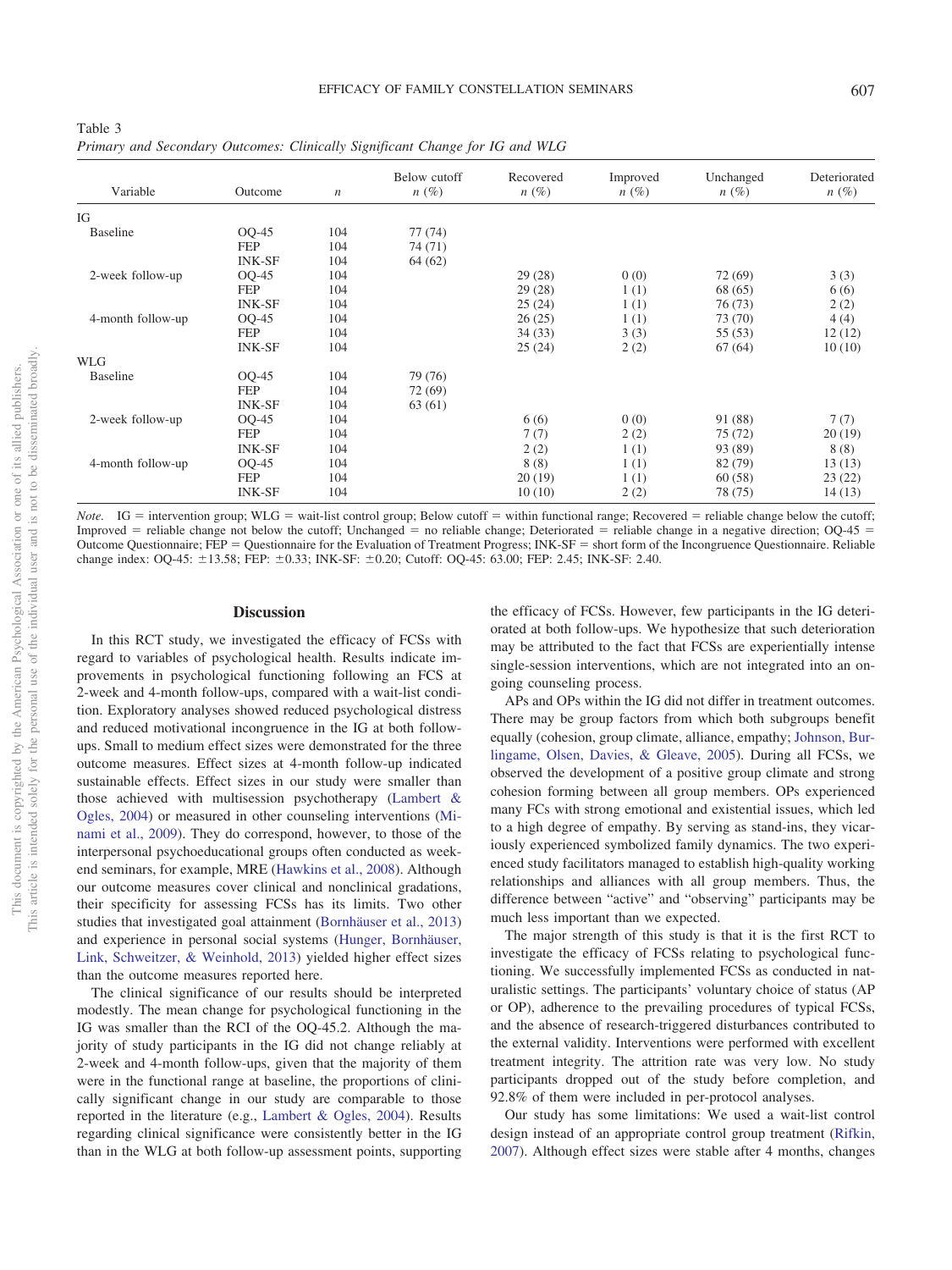Table 3
*Primary and Secondary Outcomes: Clinically Significant Change for IG and WLG*

| Variable | Outcome | $n$ | Below cutoff $n$ (%) | Recovered $n$ (%) | Improved $n$ (%) | Unchanged $n$ (%) | Deteriorated $n$ (%) |
|---|---|---|---|---|---|---|---|
| IG | | | | | | | |
| Baseline | OQ-45 | 104 | 77 (74) | | | | |
| | FEP | 104 | 74 (71) | | | | |
| | INK-SF | 104 | 64 (62) | | | | |
| 2-week follow-up | OQ-45 | 104 | | 29 (28) | 0 (0) | 72 (69) | 3 (3) |
| | FEP | 104 | | 29 (28) | 1 (1) | 68 (65) | 6 (6) |
| | INK-SF | 104 | | 25 (24) | 1 (1) | 76 (73) | 2 (2) |
| 4-month follow-up | OQ-45 | 104 | | 26 (25) | 1 (1) | 73 (70) | 4 (4) |
| | FEP | 104 | | 34 (33) | 3 (3) | 55 (53) | 12 (12) |
| | INK-SF | 104 | | 25 (24) | 2 (2) | 67 (64) | 10 (10) |
| WLG | | | | | | | |
| Baseline | OQ-45 | 104 | 79 (76) | | | | |
| | FEP | 104 | 72 (69) | | | | |
| | INK-SF | 104 | 63 (61) | | | | |
| 2-week follow-up | OQ-45 | 104 | | 6 (6) | 0 (0) | 91 (88) | 7 (7) |
| | FEP | 104 | | 7 (7) | 2 (2) | 75 (72) | 20 (19) |
| | INK-SF | 104 | | 2 (2) | 1 (1) | 93 (89) | 8 (8) |
| 4-month follow-up | OQ-45 | 104 | | 8 (8) | 1 (1) | 82 (79) | 13 (13) |
| | FEP | 104 | | 20 (19) | 1 (1) | 60 (58) | 23 (22) |
| | INK-SF | 104 | | 10 (10) | 2 (2) | 78 (75) | 14 (13) |

*Note.* IG = intervention group; WLG = wait-list control group; Below cutoff = within functional range; Recovered = reliable change below the cutoff; Improved = reliable change not below the cutoff; Unchanged = no reliable change; Deteriorated = reliable change in a negative direction; OQ-45 = Outcome Questionnaire; FEP = Questionnaire for the Evaluation of Treatment Progress; INK-SF = short form of the Incongruence Questionnaire. Reliable change index: OQ-45: ±13.58; FEP: ±0.33; INK-SF: ±0.20; Cutoff: OQ-45: 63.00; FEP: 2.45; INK-SF: 2.40.

## Discussion

In this RCT study, we investigated the efficacy of FCSs with regard to variables of psychological health. Results indicate improvements in psychological functioning following an FCS at 2-week and 4-month follow-ups, compared with a wait-list condition. Exploratory analyses showed reduced psychological distress and reduced motivational incongruence in the IG at both follow-ups. Small to medium effect sizes were demonstrated for the three outcome measures. Effect sizes at 4-month follow-up indicated sustainable effects. Effect sizes in our study were smaller than those achieved with multisession psychotherapy (Lambert & Ogles, 2004) or measured in other counseling interventions (Minami et al., 2009). They do correspond, however, to those of the interpersonal psychoeducational groups often conducted as weekend seminars, for example, MRE (Hawkins et al., 2008). Although our outcome measures cover clinical and nonclinical gradations, their specificity for assessing FCSs has its limits. Two other studies that investigated goal attainment (Bornhäuser et al., 2013) and experience in personal social systems (Hunger, Bornhäuser, Link, Schweitzer, & Weinhold, 2013) yielded higher effect sizes than the outcome measures reported here.

The clinical significance of our results should be interpreted modestly. The mean change for psychological functioning in the IG was smaller than the RCI of the OQ-45.2. Although the majority of study participants in the IG did not change reliably at 2-week and 4-month follow-ups, given that the majority of them were in the functional range at baseline, the proportions of clinically significant change in our study are comparable to those reported in the literature (e.g., Lambert & Ogles, 2004). Results regarding clinical significance were consistently better in the IG than in the WLG at both follow-up assessment points, supporting the efficacy of FCSs. However, few participants in the IG deteriorated at both follow-ups. We hypothesize that such deterioration may be attributed to the fact that FCSs are experientially intense single-session interventions, which are not integrated into an ongoing counseling process.

APs and OPs within the IG did not differ in treatment outcomes. There may be group factors from which both subgroups benefit equally (cohesion, group climate, alliance, empathy; Johnson, Burlingame, Olsen, Davies, & Gleave, 2005). During all FCSs, we observed the development of a positive group climate and strong cohesion forming between all group members. OPs experienced many FCs with strong emotional and existential issues, which led to a high degree of empathy. By serving as stand-ins, they vicariously experienced symbolized family dynamics. The two experienced study facilitators managed to establish high-quality working relationships and alliances with all group members. Thus, the difference between "active" and "observing" participants may be much less important than we expected.

The major strength of this study is that it is the first RCT to investigate the efficacy of FCSs relating to psychological functioning. We successfully implemented FCSs as conducted in naturalistic settings. The participants' voluntary choice of status (AP or OP), adherence to the prevailing procedures of typical FCSs, and the absence of research-triggered disturbances contributed to the external validity. Interventions were performed with excellent treatment integrity. The attrition rate was very low. No study participants dropped out of the study before completion, and 92.8% of them were included in per-protocol analyses.

Our study has some limitations: We used a wait-list control design instead of an appropriate control group treatment (Rifkin, 2007). Although effect sizes were stable after 4 months, changes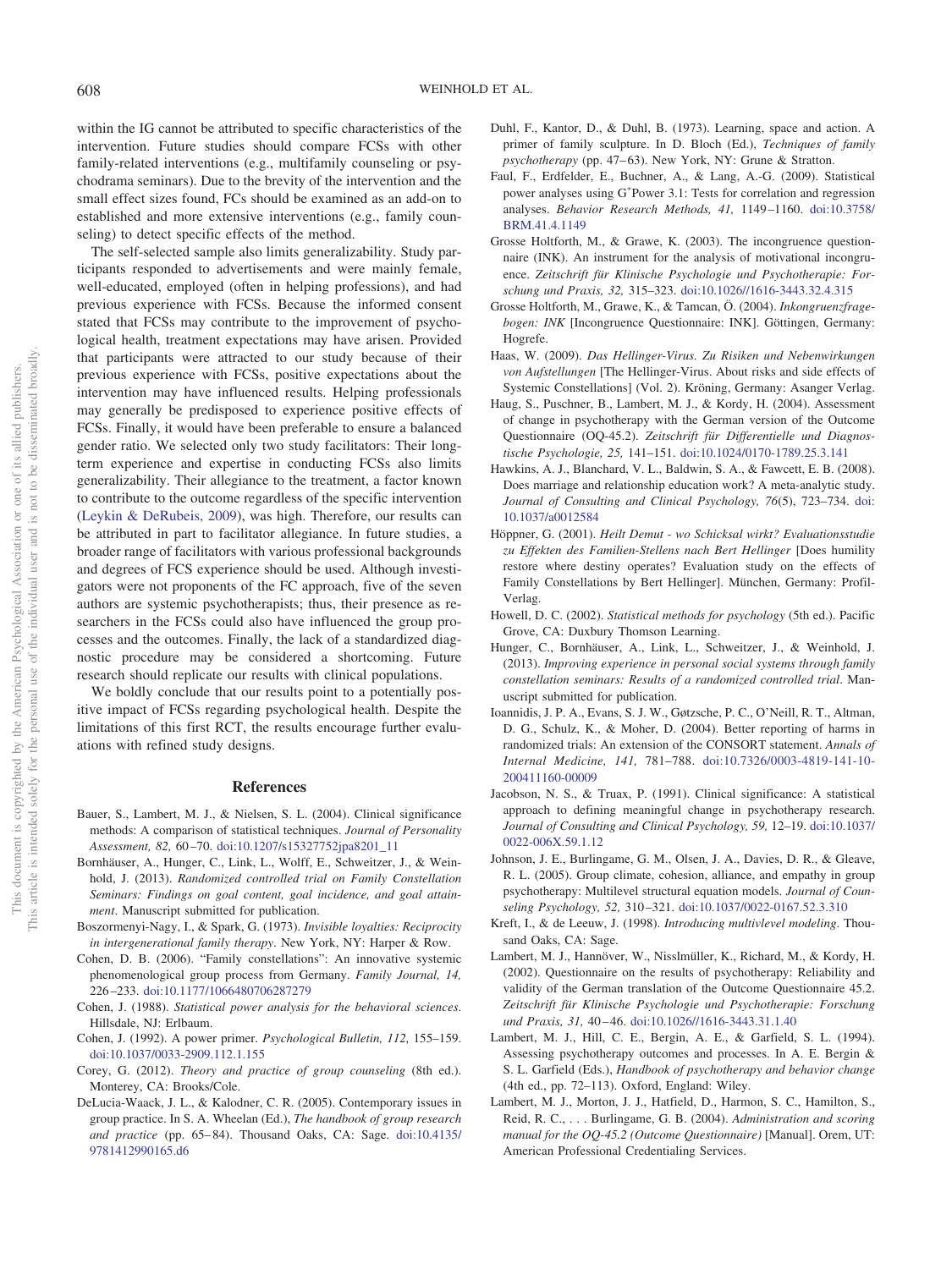within the IG cannot be attributed to specific characteristics of the intervention. Future studies should compare FCSs with other family-related interventions (e.g., multifamily counseling or psychodrama seminars). Due to the brevity of the intervention and the small effect sizes found, FCs should be examined as an add-on to established and more extensive interventions (e.g., family counseling) to detect specific effects of the method.

The self-selected sample also limits generalizability. Study participants responded to advertisements and were mainly female, well-educated, employed (often in helping professions), and had previous experience with FCSs. Because the informed consent stated that FCSs may contribute to the improvement of psychological health, treatment expectations may have arisen. Provided that participants were attracted to our study because of their previous experience with FCSs, positive expectations about the intervention may have influenced results. Helping professionals may generally be predisposed to experience positive effects of FCSs. Finally, it would have been preferable to ensure a balanced gender ratio. We selected only two study facilitators: Their long-term experience and expertise in conducting FCSs also limits generalizability. Their allegiance to the treatment, a factor known to contribute to the outcome regardless of the specific intervention (Leykin & DeRubeis, 2009), was high. Therefore, our results can be attributed in part to facilitator allegiance. In future studies, a broader range of facilitators with various professional backgrounds and degrees of FCS experience should be used. Although investigators were not proponents of the FC approach, five of the seven authors are systemic psychotherapists; thus, their presence as researchers in the FCSs could also have influenced the group processes and the outcomes. Finally, the lack of a standardized diagnostic procedure may be considered a shortcoming. Future research should replicate our results with clinical populations.

We boldly conclude that our results point to a potentially positive impact of FCSs regarding psychological health. Despite the limitations of this first RCT, the results encourage further evaluations with refined study designs.

## References

Bauer, S., Lambert, M. J., & Nielsen, S. L. (2004). Clinical significance methods: A comparison of statistical techniques. *Journal of Personality Assessment, 82,* 60–70. doi:10.1207/s15327752jpa8201_11

Bornhäuser, A., Hunger, C., Link, L., Wolff, E., Schweitzer, J., & Weinhold, J. (2013). *Randomized controlled trial on Family Constellation Seminars: Findings on goal content, goal incidence, and goal attainment*. Manuscript submitted for publication.

Boszormenyi-Nagy, I., & Spark, G. (1973). *Invisible loyalties: Reciprocity in intergenerational family therapy*. New York, NY: Harper & Row.

Cohen, D. B. (2006). "Family constellations": An innovative systemic phenomenological group process from Germany. *Family Journal, 14,* 226–233. doi:10.1177/1066480706287279

Cohen, J. (1988). *Statistical power analysis for the behavioral sciences*. Hillsdale, NJ: Erlbaum.

Cohen, J. (1992). A power primer. *Psychological Bulletin, 112,* 155–159. doi:10.1037/0033-2909.112.1.155

Corey, G. (2012). *Theory and practice of group counseling* (8th ed.). Monterey, CA: Brooks/Cole.

DeLucia-Waack, J. L., & Kalodner, C. R. (2005). Contemporary issues in group practice. In S. A. Wheelan (Ed.), *The handbook of group research and practice* (pp. 65–84). Thousand Oaks, CA: Sage. doi:10.4135/9781412990165.d6

Duhl, F., Kantor, D., & Duhl, B. (1973). Learning, space and action. A primer of family sculpture. In D. Bloch (Ed.), *Techniques of family psychotherapy* (pp. 47–63). New York, NY: Grune & Stratton.

Faul, F., Erdfelder, E., Buchner, A., & Lang, A.-G. (2009). Statistical power analyses using G*Power 3.1: Tests for correlation and regression analyses. *Behavior Research Methods, 41,* 1149–1160. doi:10.3758/BRM.41.4.1149

Grosse Holtforth, M., & Grawe, K. (2003). The incongruence questionnaire (INK). An instrument for the analysis of motivational incongruence. *Zeitschrift für Klinische Psychologie und Psychotherapie: Forschung und Praxis, 32,* 315–323. doi:10.1026//1616-3443.32.4.315

Grosse Holtforth, M., Grawe, K., & Tamcan, Ö. (2004). *Inkongruenzfragebogen: INK* [Incongruence Questionnaire: INK]. Göttingen, Germany: Hogrefe.

Haas, W. (2009). *Das Hellinger-Virus. Zu Risiken und Nebenwirkungen von Aufstellungen* [The Hellinger-Virus. About risks and side effects of Systemic Constellations] (Vol. 2). Kröning, Germany: Asanger Verlag.

Haug, S., Puschner, B., Lambert, M. J., & Kordy, H. (2004). Assessment of change in psychotherapy with the German version of the Outcome Questionnaire (OQ-45.2). *Zeitschrift für Differentielle und Diagnostische Psychologie, 25,* 141–151. doi:10.1024/0170-1789.25.3.141

Hawkins, A. J., Blanchard, V. L., Baldwin, S. A., & Fawcett, E. B. (2008). Does marriage and relationship education work? A meta-analytic study. *Journal of Consulting and Clinical Psychology, 76*(5), 723–734. doi:10.1037/a0012584

Höppner, G. (2001). *Heilt Demut - wo Schicksal wirkt? Evaluationsstudie zu Effekten des Familien-Stellens nach Bert Hellinger* [Does humility restore where destiny operates? Evaluation study on the effects of Family Constellations by Bert Hellinger]. München, Germany: Profil-Verlag.

Howell, D. C. (2002). *Statistical methods for psychology* (5th ed.). Pacific Grove, CA: Duxbury Thomson Learning.

Hunger, C., Bornhäuser, A., Link, L., Schweitzer, J., & Weinhold, J. (2013). *Improving experience in personal social systems through family constellation seminars: Results of a randomized controlled trial*. Manuscript submitted for publication.

Ioannidis, J. P. A., Evans, S. J. W., Gøtzsche, P. C., O'Neill, R. T., Altman, D. G., Schulz, K., & Moher, D. (2004). Better reporting of harms in randomized trials: An extension of the CONSORT statement. *Annals of Internal Medicine, 141,* 781–788. doi:10.7326/0003-4819-141-10-200411160-00009

Jacobson, N. S., & Truax, P. (1991). Clinical significance: A statistical approach to defining meaningful change in psychotherapy research. *Journal of Consulting and Clinical Psychology, 59,* 12–19. doi:10.1037/0022-006X.59.1.12

Johnson, J. E., Burlingame, G. M., Olsen, J. A., Davies, D. R., & Gleave, R. L. (2005). Group climate, cohesion, alliance, and empathy in group psychotherapy: Multilevel structural equation models. *Journal of Counseling Psychology, 52,* 310–321. doi:10.1037/0022-0167.52.3.310

Kreft, I., & de Leeuw, J. (1998). *Introducing multivlevel modeling*. Thousand Oaks, CA: Sage.

Lambert, M. J., Hannöver, W., Nisslmüller, K., Richard, M., & Kordy, H. (2002). Questionnaire on the results of psychotherapy: Reliability and validity of the German translation of the Outcome Questionnaire 45.2. *Zeitschrift für Klinische Psychologie und Psychotherapie: Forschung und Praxis, 31,* 40–46. doi:10.1026//1616-3443.31.1.40

Lambert, M. J., Hill, C. E., Bergin, A. E., & Garfield, S. L. (1994). Assessing psychotherapy outcomes and processes. In A. E. Bergin & S. L. Garfield (Eds.), *Handbook of psychotherapy and behavior change* (4th ed., pp. 72–113). Oxford, England: Wiley.

Lambert, M. J., Morton, J. J., Hatfield, D., Harmon, S. C., Hamilton, S., Reid, R. C., . . . Burlingame, G. B. (2004). *Administration and scoring manual for the OQ-45.2 (Outcome Questionnaire)* [Manual]. Orem, UT: American Professional Credentialing Services.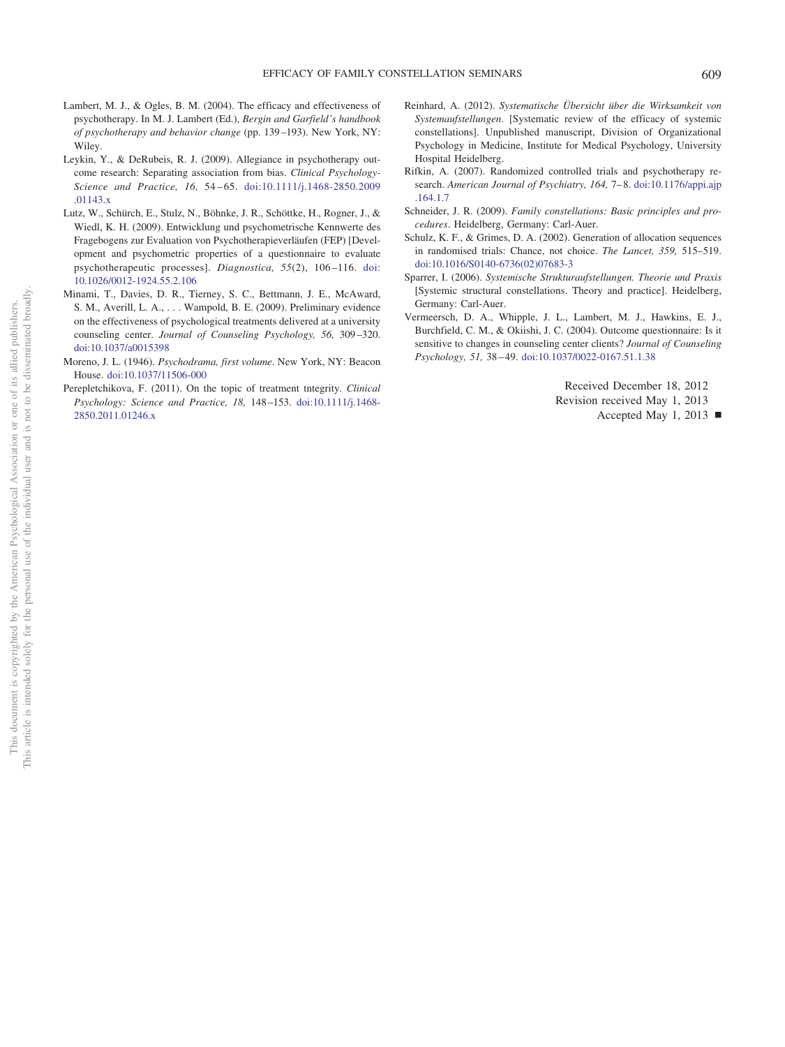Lambert, M. J., & Ogles, B. M. (2004). The efficacy and effectiveness of psychotherapy. In M. J. Lambert (Ed.), *Bergin and Garfield's handbook of psychotherapy and behavior change* (pp. 139–193). New York, NY: Wiley.

Leykin, Y., & DeRubeis, R. J. (2009). Allegiance in psychotherapy outcome research: Separating association from bias. *Clinical Psychology-Science and Practice, 16,* 54–65. doi:10.1111/j.1468-2850.2009.01143.x

Lutz, W., Schürch, E., Stulz, N., Böhnke, J. R., Schöttke, H., Rogner, J., & Wiedl, K. H. (2009). Entwicklung und psychometrische Kennwerte des Fragebogens zur Evaluation von Psychotherapieverläufen (FEP) [Development and psychometric properties of a questionnaire to evaluate psychotherapeutic processes]. *Diagnostica, 55*(2), 106–116. doi:10.1026/0012-1924.55.2.106

Minami, T., Davies, D. R., Tierney, S. C., Bettmann, J. E., McAward, S. M., Averill, L. A., . . . Wampold, B. E. (2009). Preliminary evidence on the effectiveness of psychological treatments delivered at a university counseling center. *Journal of Counseling Psychology, 56,* 309–320. doi:10.1037/a0015398

Moreno, J. L. (1946). *Psychodrama, first volume*. New York, NY: Beacon House. doi:10.1037/11506-000

Perepletchikova, F. (2011). On the topic of treatment tntegrity. *Clinical Psychology: Science and Practice, 18,* 148–153. doi:10.1111/j.1468-2850.2011.01246.x

Reinhard, A. (2012). *Systematische Übersicht über die Wirksamkeit von Systemaufstellungen*. [Systematic review of the efficacy of systemic constellations]. Unpublished manuscript, Division of Organizational Psychology in Medicine, Institute for Medical Psychology, University Hospital Heidelberg.

Rifkin, A. (2007). Randomized controlled trials and psychotherapy research. *American Journal of Psychiatry, 164,* 7–8. doi:10.1176/appi.ajp.164.1.7

Schneider, J. R. (2009). *Family constellations: Basic principles and procedures*. Heidelberg, Germany: Carl-Auer.

Schulz, K. F., & Grimes, D. A. (2002). Generation of allocation sequences in randomised trials: Chance, not choice. *The Lancet, 359,* 515–519. doi:10.1016/S0140-6736(02)07683-3

Sparrer, I. (2006). *Systemische Strukturaufstellungen. Theorie und Praxis* [Systemic structural constellations. Theory and practice]. Heidelberg, Germany: Carl-Auer.

Vermeersch, D. A., Whipple, J. L., Lambert, M. J., Hawkins, E. J., Burchfield, C. M., & Okiishi, J. C. (2004). Outcome questionnaire: Is it sensitive to changes in counseling center clients? *Journal of Counseling Psychology, 51,* 38–49. doi:10.1037/0022-0167.51.1.38

Received December 18, 2012
Revision received May 1, 2013
Accepted May 1, 2013 ■